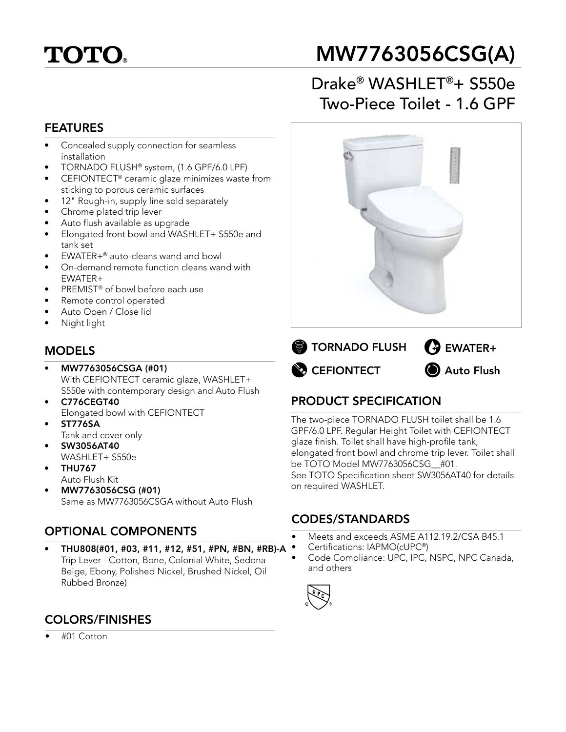# TOTO®

# MW7763056CSG(A)

## Drake® WASHLET®+ S550e Two-Piece Toilet - 1.6 GPF

## FEATURES

- Concealed supply connection for seamless installation
- TORNADO FLUSH® system, (1.6 GPF/6.0 LPF)
- CEFIONTECT® ceramic glaze minimizes waste from sticking to porous ceramic surfaces
- 12" Rough-in, supply line sold separately
- Chrome plated trip lever
- Auto flush available as upgrade
- Elongated front bowl and WASHLET+ S550e and tank set
- EWATER+® auto-cleans wand and bowl
- On-demand remote function cleans wand with EWATER+
- PREMIST® of bowl before each use
- Remote control operated
- Auto Open / Close lid
- Night light

TORNADO FLUSH | EWATER+ | CEFIONTECT | Auto Flush

## MODELS

- **MW7763056CSGA (#01)**
  With CEFIONTECT ceramic glaze, WASHLET+ S550e with contemporary design and Auto Flush
- **C776CEGT40**
  Elongated bowl with CEFIONTECT
- **ST776SA**
  Tank and cover only
- **SW3056AT40**
  WASHLET+ S550e
- **THU767**
  Auto Flush Kit
- **MW7763056CSG (#01)**
  Same as MW7763056CSGA without Auto Flush

## OPTIONAL COMPONENTS

- **THU808(#01, #03, #11, #12, #51, #PN, #BN, #RB)-A**
  Trip Lever - Cotton, Bone, Colonial White, Sedona Beige, Ebony, Polished Nickel, Brushed Nickel, Oil Rubbed Bronze)

## COLORS/FINISHES

- #01 Cotton

## PRODUCT SPECIFICATION

The two-piece TORNADO FLUSH toilet shall be 1.6 GPF/6.0 LPF. Regular Height Toilet with CEFIONTECT glaze finish. Toilet shall have high-profile tank, elongated front bowl and chrome trip lever. Toilet shall be TOTO Model MW7763056CSG__#01.
See TOTO Specification sheet SW3056AT40 for details on required WASHLET.

## CODES/STANDARDS

- Meets and exceeds ASME A112.19.2/CSA B45.1
- Certifications: IAPMO(cUPC®)
- Code Compliance: UPC, IPC, NSPC, NPC Canada, and others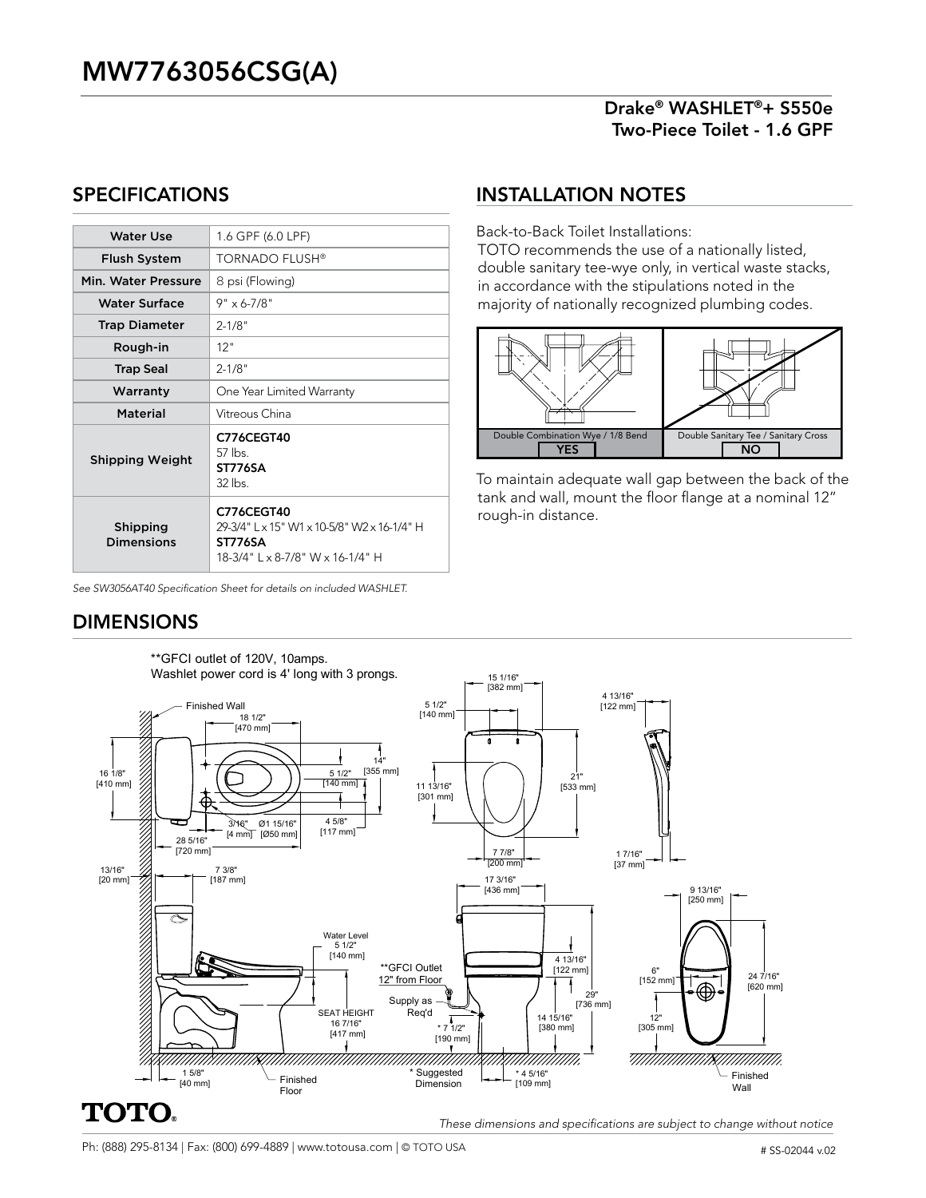// MW7763056CSG(A)

**Drake® WASHLET®+ S550e**
**Two-Piece Toilet - 1.6 GPF**

## SPECIFICATIONS

| | |
|---|---|
| **Water Use** | 1.6 GPF (6.0 LPF) |
| **Flush System** | TORNADO FLUSH® |
| **Min. Water Pressure** | 8 psi (Flowing) |
| **Water Surface** | 9" x 6-7/8" |
| **Trap Diameter** | 2-1/8" |
| **Rough-in** | 12" |
| **Trap Seal** | 2-1/8" |
| **Warranty** | One Year Limited Warranty |
| **Material** | Vitreous China |
| **Shipping Weight** | **C776CEGT40** 57 lbs. **ST776SA** 32 lbs. |
| **Shipping Dimensions** | **C776CEGT40** 29-3/4" L x 15" W1 x 10-5/8" W2 x 16-1/4" H **ST776SA** 18-3/4" L x 8-7/8" W x 16-1/4" H |

*See SW3056AT40 Specification Sheet for details on included WASHLET.*

## INSTALLATION NOTES

Back-to-Back Toilet Installations:
TOTO recommends the use of a nationally listed, double sanitary tee-wye only, in vertical waste stacks, in accordance with the stipulations noted in the majority of nationally recognized plumbing codes.

Double Combination Wye / 1/8 Bend — YES

Double Sanitary Tee / Sanitary Cross — NO

To maintain adequate wall gap between the back of the tank and wall, mount the floor flange at a nominal 12" rough-in distance.

## DIMENSIONS

**GFCI outlet of 120V, 10amps.
Washlet power cord is 4' long with 3 prongs.

Finished Wall
18 1/2" [470 mm]
14" [355 mm]
5 1/2" [140 mm]
16 1/8" [410 mm]
3/16" [4 mm]
Ø1 15/16" [Ø50 mm]
4 5/8" [117 mm]
28 5/16" [720 mm]
13/16" [20 mm]
7 3/8" [187 mm]
15 1/16" [382 mm]
5 1/2" [140 mm]
11 13/16" [301 mm]
21" [533 mm]
7 7/8" [200 mm]
4 13/16" [122 mm]
1 7/16" [37 mm]
17 3/16" [436 mm]
9 13/16" [250 mm]
Water Level 5 1/2" [140 mm]
**GFCI Outlet 12" from Floor
Supply as Req'd
SEAT HEIGHT 16 7/16" [417 mm]
* 7 1/2" [190 mm]
4 13/16" [122 mm]
14 15/16" [380 mm]
29" [736 mm]
6" [152 mm]
24 7/16" [620 mm]
12" [305 mm]
1 5/8" [40 mm]
Finished Floor
* Suggested Dimension
* 4 5/16" [109 mm]
Finished Wall

*These dimensions and specifications are subject to change without notice*

Ph: (888) 295-8134 | Fax: (800) 699-4889 | www.totousa.com | © TOTO USA

# SS-02044 v.02